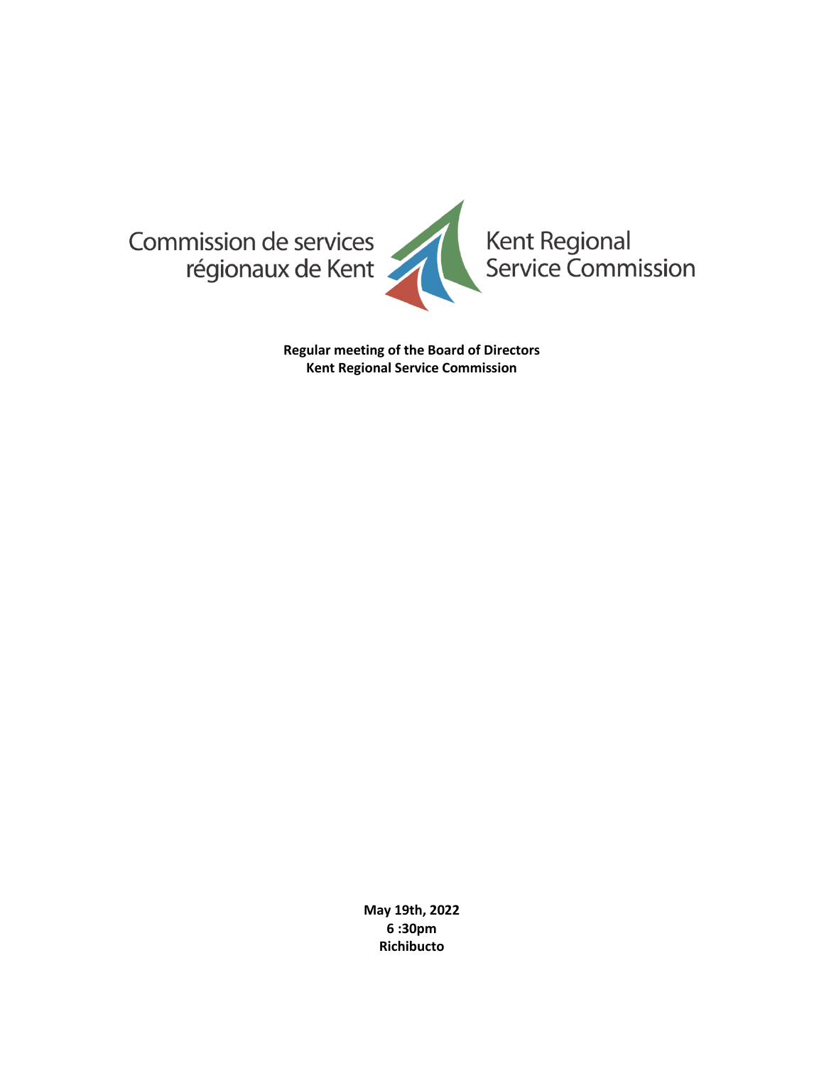Commission de services régionaux de Kent

Kent Regional Service Commission

**Regular meeting of the Board of Directors**
**Kent Regional Service Commission**

**May 19th, 2022**
**6 :30pm**
**Richibucto**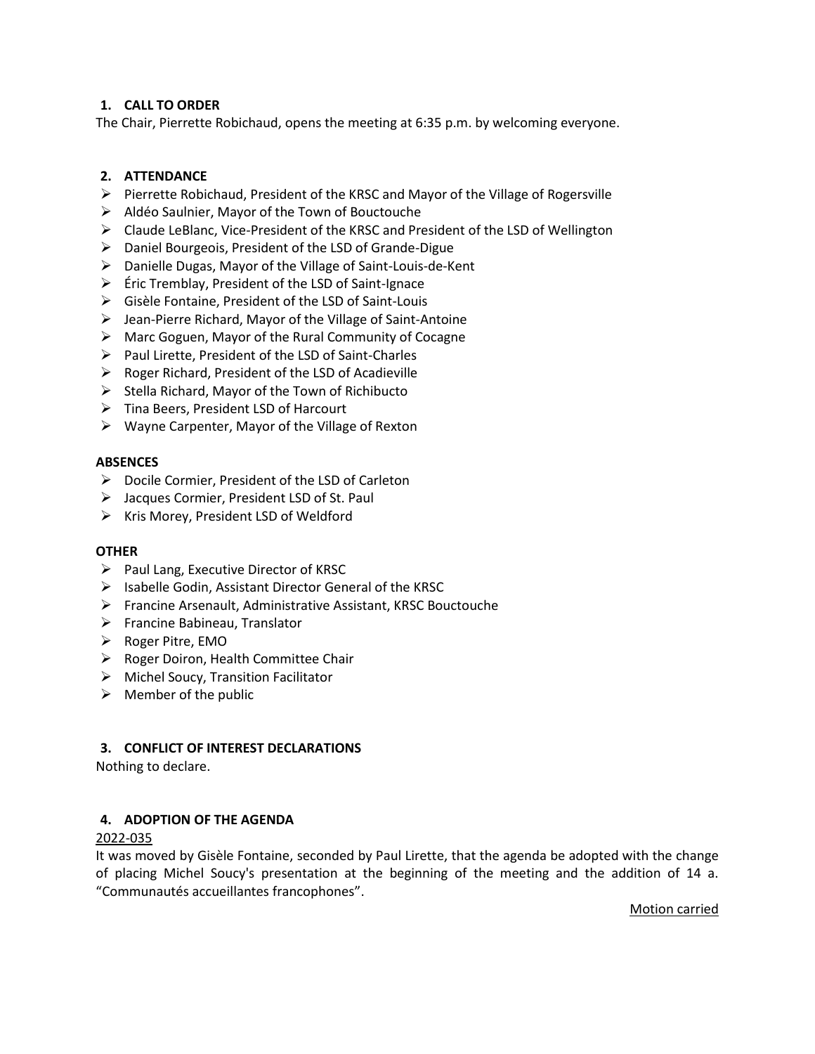## 1. CALL TO ORDER

The Chair, Pierrette Robichaud, opens the meeting at 6:35 p.m. by welcoming everyone.

## 2. ATTENDANCE

- Pierrette Robichaud, President of the KRSC and Mayor of the Village of Rogersville
- Aldéo Saulnier, Mayor of the Town of Bouctouche
- Claude LeBlanc, Vice-President of the KRSC and President of the LSD of Wellington
- Daniel Bourgeois, President of the LSD of Grande-Digue
- Danielle Dugas, Mayor of the Village of Saint-Louis-de-Kent
- Éric Tremblay, President of the LSD of Saint-Ignace
- Gisèle Fontaine, President of the LSD of Saint-Louis
- Jean-Pierre Richard, Mayor of the Village of Saint-Antoine
- Marc Goguen, Mayor of the Rural Community of Cocagne
- Paul Lirette, President of the LSD of Saint-Charles
- Roger Richard, President of the LSD of Acadieville
- Stella Richard, Mayor of the Town of Richibucto
- Tina Beers, President LSD of Harcourt
- Wayne Carpenter, Mayor of the Village of Rexton

**ABSENCES**

- Docile Cormier, President of the LSD of Carleton
- Jacques Cormier, President LSD of St. Paul
- Kris Morey, President LSD of Weldford

**OTHER**

- Paul Lang, Executive Director of KRSC
- Isabelle Godin, Assistant Director General of the KRSC
- Francine Arsenault, Administrative Assistant, KRSC Bouctouche
- Francine Babineau, Translator
- Roger Pitre, EMO
- Roger Doiron, Health Committee Chair
- Michel Soucy, Transition Facilitator
- Member of the public

## 3. CONFLICT OF INTEREST DECLARATIONS

Nothing to declare.

## 4. ADOPTION OF THE AGENDA

2022-035

It was moved by Gisèle Fontaine, seconded by Paul Lirette, that the agenda be adopted with the change of placing Michel Soucy's presentation at the beginning of the meeting and the addition of 14 a. "Communautés accueillantes francophones".

Motion carried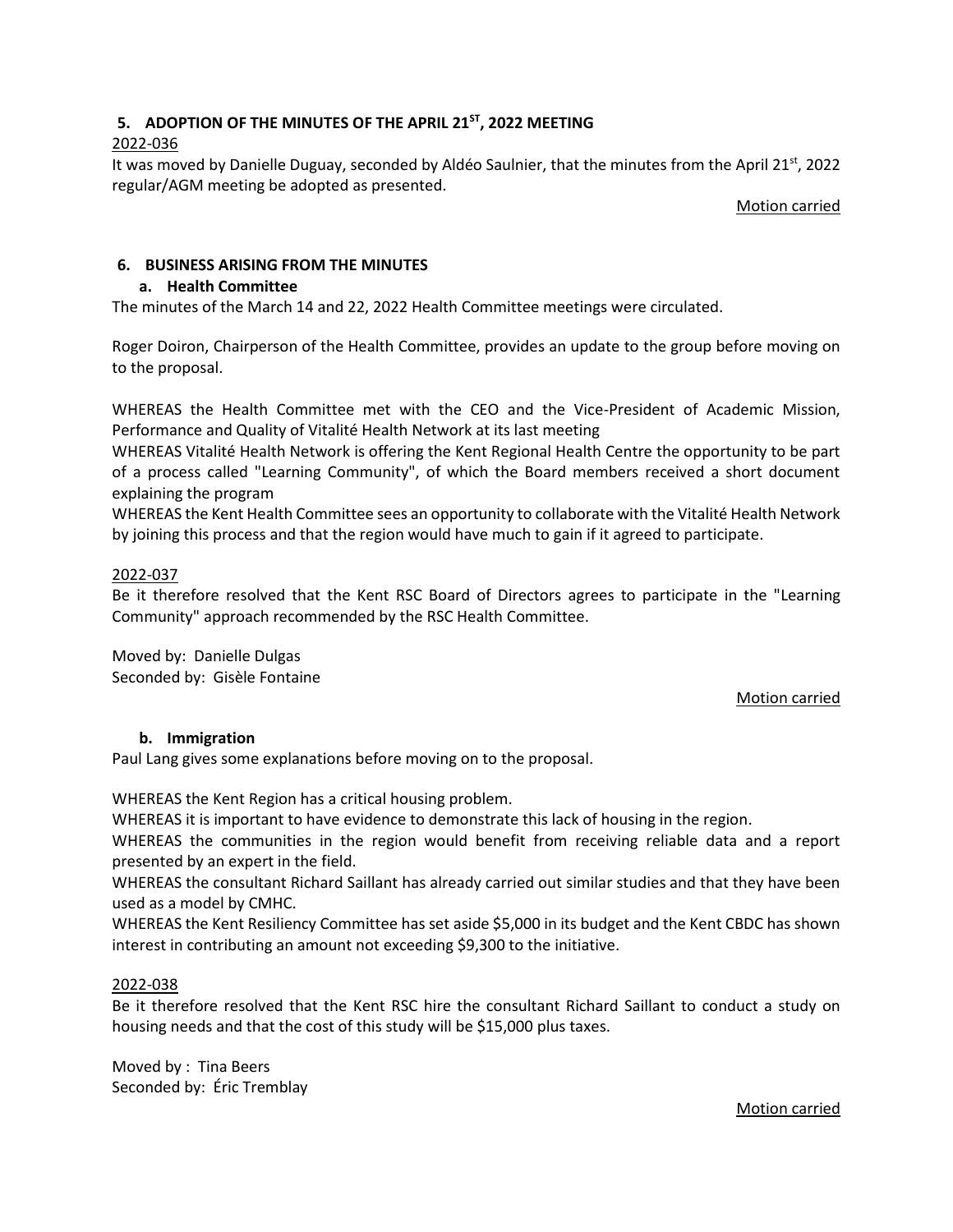## 5. ADOPTION OF THE MINUTES OF THE APRIL 21ST, 2022 MEETING

2022-036

It was moved by Danielle Duguay, seconded by Aldéo Saulnier, that the minutes from the April 21st, 2022 regular/AGM meeting be adopted as presented.

Motion carried

## 6. BUSINESS ARISING FROM THE MINUTES

### a. Health Committee

The minutes of the March 14 and 22, 2022 Health Committee meetings were circulated.

Roger Doiron, Chairperson of the Health Committee, provides an update to the group before moving on to the proposal.

WHEREAS the Health Committee met with the CEO and the Vice-President of Academic Mission, Performance and Quality of Vitalité Health Network at its last meeting

WHEREAS Vitalité Health Network is offering the Kent Regional Health Centre the opportunity to be part of a process called "Learning Community", of which the Board members received a short document explaining the program

WHEREAS the Kent Health Committee sees an opportunity to collaborate with the Vitalité Health Network by joining this process and that the region would have much to gain if it agreed to participate.

2022-037

Be it therefore resolved that the Kent RSC Board of Directors agrees to participate in the "Learning Community" approach recommended by the RSC Health Committee.

Moved by: Danielle Dulgas
Seconded by: Gisèle Fontaine

Motion carried

### b. Immigration

Paul Lang gives some explanations before moving on to the proposal.

WHEREAS the Kent Region has a critical housing problem.

WHEREAS it is important to have evidence to demonstrate this lack of housing in the region.

WHEREAS the communities in the region would benefit from receiving reliable data and a report presented by an expert in the field.

WHEREAS the consultant Richard Saillant has already carried out similar studies and that they have been used as a model by CMHC.

WHEREAS the Kent Resiliency Committee has set aside $5,000 in its budget and the Kent CBDC has shown interest in contributing an amount not exceeding $9,300 to the initiative.

2022-038

Be it therefore resolved that the Kent RSC hire the consultant Richard Saillant to conduct a study on housing needs and that the cost of this study will be $15,000 plus taxes.

Moved by : Tina Beers
Seconded by: Éric Tremblay

Motion carried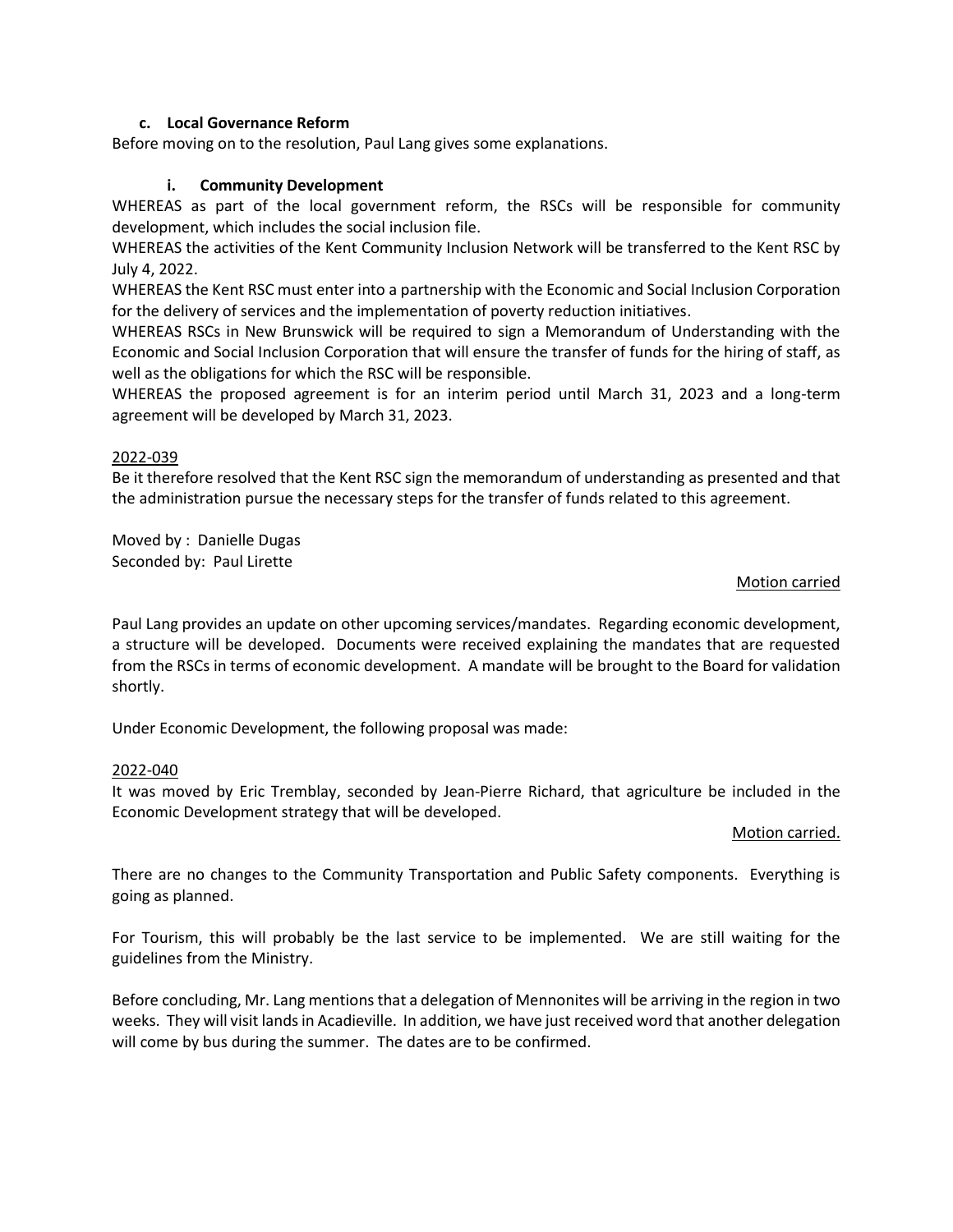### c. Local Governance Reform

Before moving on to the resolution, Paul Lang gives some explanations.

#### i. Community Development

WHEREAS as part of the local government reform, the RSCs will be responsible for community development, which includes the social inclusion file.

WHEREAS the activities of the Kent Community Inclusion Network will be transferred to the Kent RSC by July 4, 2022.

WHEREAS the Kent RSC must enter into a partnership with the Economic and Social Inclusion Corporation for the delivery of services and the implementation of poverty reduction initiatives.

WHEREAS RSCs in New Brunswick will be required to sign a Memorandum of Understanding with the Economic and Social Inclusion Corporation that will ensure the transfer of funds for the hiring of staff, as well as the obligations for which the RSC will be responsible.

WHEREAS the proposed agreement is for an interim period until March 31, 2023 and a long-term agreement will be developed by March 31, 2023.

<u>2022-039</u>

Be it therefore resolved that the Kent RSC sign the memorandum of understanding as presented and that the administration pursue the necessary steps for the transfer of funds related to this agreement.

Moved by : Danielle Dugas
Seconded by: Paul Lirette

<u>Motion carried</u>

Paul Lang provides an update on other upcoming services/mandates. Regarding economic development, a structure will be developed. Documents were received explaining the mandates that are requested from the RSCs in terms of economic development. A mandate will be brought to the Board for validation shortly.

Under Economic Development, the following proposal was made:

<u>2022-040</u>

It was moved by Eric Tremblay, seconded by Jean-Pierre Richard, that agriculture be included in the Economic Development strategy that will be developed.

<u>Motion carried.</u>

There are no changes to the Community Transportation and Public Safety components. Everything is going as planned.

For Tourism, this will probably be the last service to be implemented. We are still waiting for the guidelines from the Ministry.

Before concluding, Mr. Lang mentions that a delegation of Mennonites will be arriving in the region in two weeks. They will visit lands in Acadieville. In addition, we have just received word that another delegation will come by bus during the summer. The dates are to be confirmed.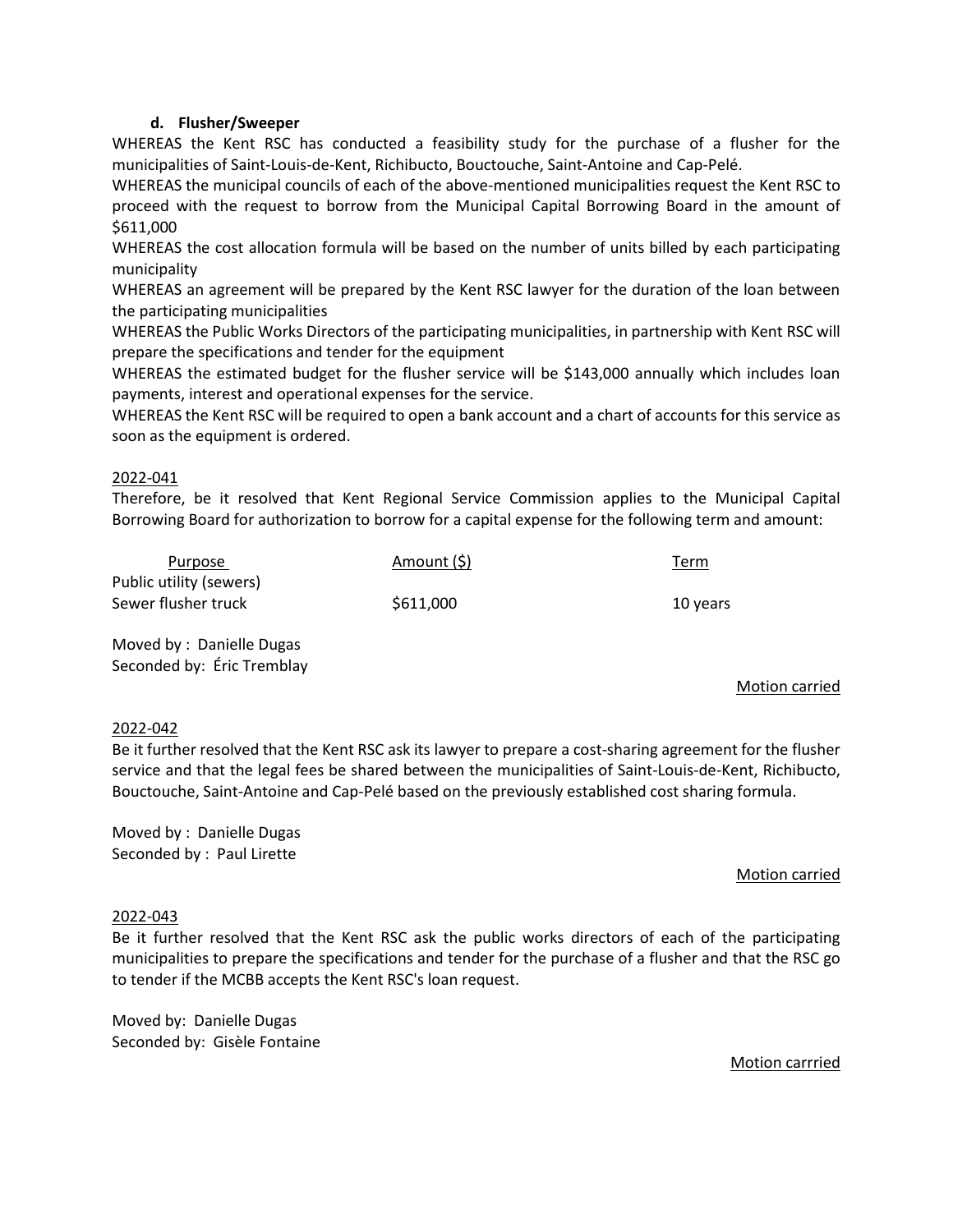**d. Flusher/Sweeper**

WHEREAS the Kent RSC has conducted a feasibility study for the purchase of a flusher for the municipalities of Saint-Louis-de-Kent, Richibucto, Bouctouche, Saint-Antoine and Cap-Pelé.

WHEREAS the municipal councils of each of the above-mentioned municipalities request the Kent RSC to proceed with the request to borrow from the Municipal Capital Borrowing Board in the amount of $611,000

WHEREAS the cost allocation formula will be based on the number of units billed by each participating municipality

WHEREAS an agreement will be prepared by the Kent RSC lawyer for the duration of the loan between the participating municipalities

WHEREAS the Public Works Directors of the participating municipalities, in partnership with Kent RSC will prepare the specifications and tender for the equipment

WHEREAS the estimated budget for the flusher service will be $143,000 annually which includes loan payments, interest and operational expenses for the service.

WHEREAS the Kent RSC will be required to open a bank account and a chart of accounts for this service as soon as the equipment is ordered.

2022-041

Therefore, be it resolved that Kent Regional Service Commission applies to the Municipal Capital Borrowing Board for authorization to borrow for a capital expense for the following term and amount:

| Purpose | Amount ($) | Term |
|---|---|---|
| Public utility (sewers) Sewer flusher truck | $611,000 | 10 years |

Moved by : Danielle Dugas
Seconded by: Éric Tremblay

Motion carried

2022-042

Be it further resolved that the Kent RSC ask its lawyer to prepare a cost-sharing agreement for the flusher service and that the legal fees be shared between the municipalities of Saint-Louis-de-Kent, Richibucto, Bouctouche, Saint-Antoine and Cap-Pelé based on the previously established cost sharing formula.

Moved by : Danielle Dugas
Seconded by : Paul Lirette

Motion carried

2022-043

Be it further resolved that the Kent RSC ask the public works directors of each of the participating municipalities to prepare the specifications and tender for the purchase of a flusher and that the RSC go to tender if the MCBB accepts the Kent RSC's loan request.

Moved by: Danielle Dugas
Seconded by: Gisèle Fontaine

Motion carrried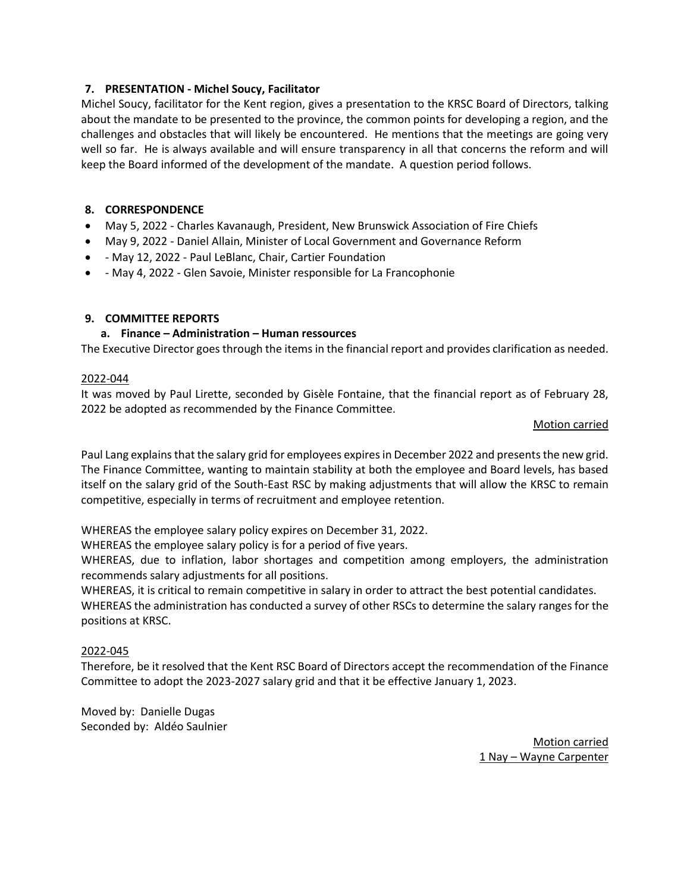## 7. PRESENTATION - Michel Soucy, Facilitator

Michel Soucy, facilitator for the Kent region, gives a presentation to the KRSC Board of Directors, talking about the mandate to be presented to the province, the common points for developing a region, and the challenges and obstacles that will likely be encountered. He mentions that the meetings are going very well so far. He is always available and will ensure transparency in all that concerns the reform and will keep the Board informed of the development of the mandate. A question period follows.

## 8. CORRESPONDENCE

- May 5, 2022 - Charles Kavanaugh, President, New Brunswick Association of Fire Chiefs
- May 9, 2022 - Daniel Allain, Minister of Local Government and Governance Reform
- - May 12, 2022 - Paul LeBlanc, Chair, Cartier Foundation
- - May 4, 2022 - Glen Savoie, Minister responsible for La Francophonie

## 9. COMMITTEE REPORTS

### a. Finance – Administration – Human ressources

The Executive Director goes through the items in the financial report and provides clarification as needed.

2022-044

It was moved by Paul Lirette, seconded by Gisèle Fontaine, that the financial report as of February 28, 2022 be adopted as recommended by the Finance Committee.

Motion carried

Paul Lang explains that the salary grid for employees expires in December 2022 and presents the new grid. The Finance Committee, wanting to maintain stability at both the employee and Board levels, has based itself on the salary grid of the South-East RSC by making adjustments that will allow the KRSC to remain competitive, especially in terms of recruitment and employee retention.

WHEREAS the employee salary policy expires on December 31, 2022.

WHEREAS the employee salary policy is for a period of five years.

WHEREAS, due to inflation, labor shortages and competition among employers, the administration recommends salary adjustments for all positions.

WHEREAS, it is critical to remain competitive in salary in order to attract the best potential candidates.

WHEREAS the administration has conducted a survey of other RSCs to determine the salary ranges for the positions at KRSC.

2022-045

Therefore, be it resolved that the Kent RSC Board of Directors accept the recommendation of the Finance Committee to adopt the 2023-2027 salary grid and that it be effective January 1, 2023.

Moved by: Danielle Dugas
Seconded by: Aldéo Saulnier

Motion carried
1 Nay – Wayne Carpenter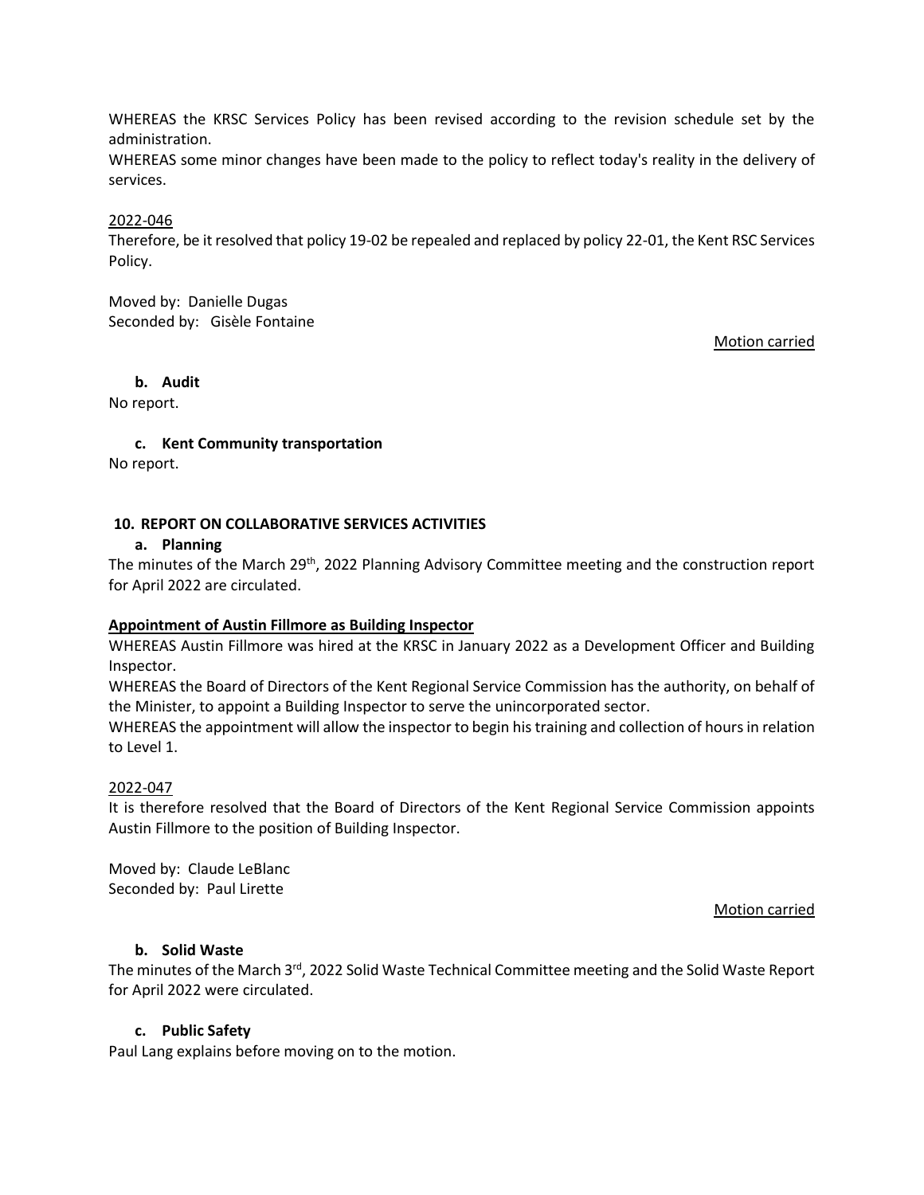WHEREAS the KRSC Services Policy has been revised according to the revision schedule set by the administration.

WHEREAS some minor changes have been made to the policy to reflect today's reality in the delivery of services.

2022-046

Therefore, be it resolved that policy 19-02 be repealed and replaced by policy 22-01, the Kent RSC Services Policy.

Moved by: Danielle Dugas
Seconded by: Gisèle Fontaine

Motion carried

**b. Audit**

No report.

**c. Kent Community transportation**

No report.

## 10. REPORT ON COLLABORATIVE SERVICES ACTIVITIES

**a. Planning**

The minutes of the March 29th, 2022 Planning Advisory Committee meeting and the construction report for April 2022 are circulated.

**Appointment of Austin Fillmore as Building Inspector**

WHEREAS Austin Fillmore was hired at the KRSC in January 2022 as a Development Officer and Building Inspector.

WHEREAS the Board of Directors of the Kent Regional Service Commission has the authority, on behalf of the Minister, to appoint a Building Inspector to serve the unincorporated sector.

WHEREAS the appointment will allow the inspector to begin his training and collection of hours in relation to Level 1.

2022-047

It is therefore resolved that the Board of Directors of the Kent Regional Service Commission appoints Austin Fillmore to the position of Building Inspector.

Moved by: Claude LeBlanc
Seconded by: Paul Lirette

Motion carried

**b. Solid Waste**

The minutes of the March 3rd, 2022 Solid Waste Technical Committee meeting and the Solid Waste Report for April 2022 were circulated.

**c. Public Safety**

Paul Lang explains before moving on to the motion.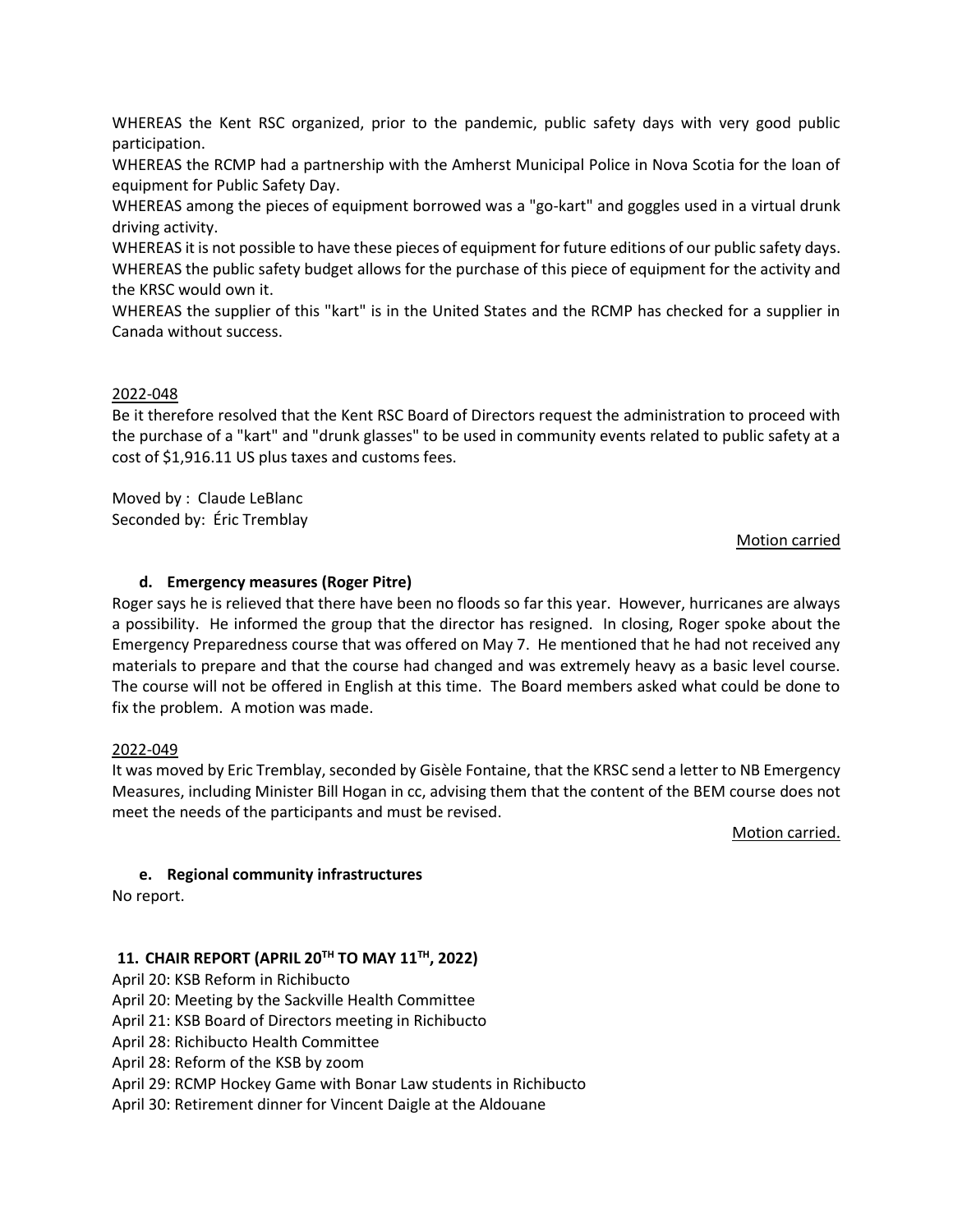WHEREAS the Kent RSC organized, prior to the pandemic, public safety days with very good public participation.
WHEREAS the RCMP had a partnership with the Amherst Municipal Police in Nova Scotia for the loan of equipment for Public Safety Day.
WHEREAS among the pieces of equipment borrowed was a "go-kart" and goggles used in a virtual drunk driving activity.
WHEREAS it is not possible to have these pieces of equipment for future editions of our public safety days.
WHEREAS the public safety budget allows for the purchase of this piece of equipment for the activity and the KRSC would own it.
WHEREAS the supplier of this "kart" is in the United States and the RCMP has checked for a supplier in Canada without success.

2022-048
Be it therefore resolved that the Kent RSC Board of Directors request the administration to proceed with the purchase of a "kart" and "drunk glasses" to be used in community events related to public safety at a cost of $1,916.11 US plus taxes and customs fees.

Moved by : Claude LeBlanc
Seconded by: Éric Tremblay

Motion carried

#### d. Emergency measures (Roger Pitre)

Roger says he is relieved that there have been no floods so far this year. However, hurricanes are always a possibility. He informed the group that the director has resigned. In closing, Roger spoke about the Emergency Preparedness course that was offered on May 7. He mentioned that he had not received any materials to prepare and that the course had changed and was extremely heavy as a basic level course. The course will not be offered in English at this time. The Board members asked what could be done to fix the problem. A motion was made.

2022-049
It was moved by Eric Tremblay, seconded by Gisèle Fontaine, that the KRSC send a letter to NB Emergency Measures, including Minister Bill Hogan in cc, advising them that the content of the BEM course does not meet the needs of the participants and must be revised.

Motion carried.

#### e. Regional community infrastructures

No report.

### 11. CHAIR REPORT (APRIL 20TH TO MAY 11TH, 2022)

April 20: KSB Reform in Richibucto
April 20: Meeting by the Sackville Health Committee
April 21: KSB Board of Directors meeting in Richibucto
April 28: Richibucto Health Committee
April 28: Reform of the KSB by zoom
April 29: RCMP Hockey Game with Bonar Law students in Richibucto
April 30: Retirement dinner for Vincent Daigle at the Aldouane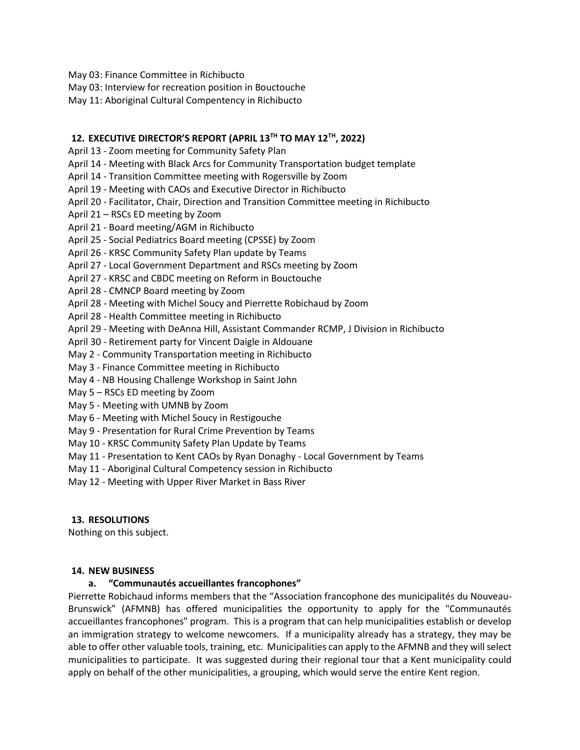May 03: Finance Committee in Richibucto
May 03: Interview for recreation position in Bouctouche
May 11: Aboriginal Cultural Compentency in Richibucto

## 12. EXECUTIVE DIRECTOR'S REPORT (APRIL 13TH TO MAY 12TH, 2022)

April 13 - Zoom meeting for Community Safety Plan
April 14 - Meeting with Black Arcs for Community Transportation budget template
April 14 - Transition Committee meeting with Rogersville by Zoom
April 19 - Meeting with CAOs and Executive Director in Richibucto
April 20 - Facilitator, Chair, Direction and Transition Committee meeting in Richibucto
April 21 – RSCs ED meeting by Zoom
April 21 - Board meeting/AGM in Richibucto
April 25 - Social Pediatrics Board meeting (CPSSE) by Zoom
April 26 - KRSC Community Safety Plan update by Teams
April 27 - Local Government Department and RSCs meeting by Zoom
April 27 - KRSC and CBDC meeting on Reform in Bouctouche
April 28 - CMNCP Board meeting by Zoom
April 28 - Meeting with Michel Soucy and Pierrette Robichaud by Zoom
April 28 - Health Committee meeting in Richibucto
April 29 - Meeting with DeAnna Hill, Assistant Commander RCMP, J Division in Richibucto
April 30 - Retirement party for Vincent Daigle in Aldouane
May 2 - Community Transportation meeting in Richibucto
May 3 - Finance Committee meeting in Richibucto
May 4 - NB Housing Challenge Workshop in Saint John
May 5 – RSCs ED meeting by Zoom
May 5 - Meeting with UMNB by Zoom
May 6 - Meeting with Michel Soucy in Restigouche
May 9 - Presentation for Rural Crime Prevention by Teams
May 10 - KRSC Community Safety Plan Update by Teams
May 11 - Presentation to Kent CAOs by Ryan Donaghy - Local Government by Teams
May 11 - Aboriginal Cultural Competency session in Richibucto
May 12 - Meeting with Upper River Market in Bass River

## 13. RESOLUTIONS

Nothing on this subject.

## 14. NEW BUSINESS

### a. "Communautés accueillantes francophones"

Pierrette Robichaud informs members that the "Association francophone des municipalités du Nouveau-Brunswick" (AFMNB) has offered municipalities the opportunity to apply for the "Communautés accueillantes francophones" program. This is a program that can help municipalities establish or develop an immigration strategy to welcome newcomers. If a municipality already has a strategy, they may be able to offer other valuable tools, training, etc. Municipalities can apply to the AFMNB and they will select municipalities to participate. It was suggested during their regional tour that a Kent municipality could apply on behalf of the other municipalities, a grouping, which would serve the entire Kent region.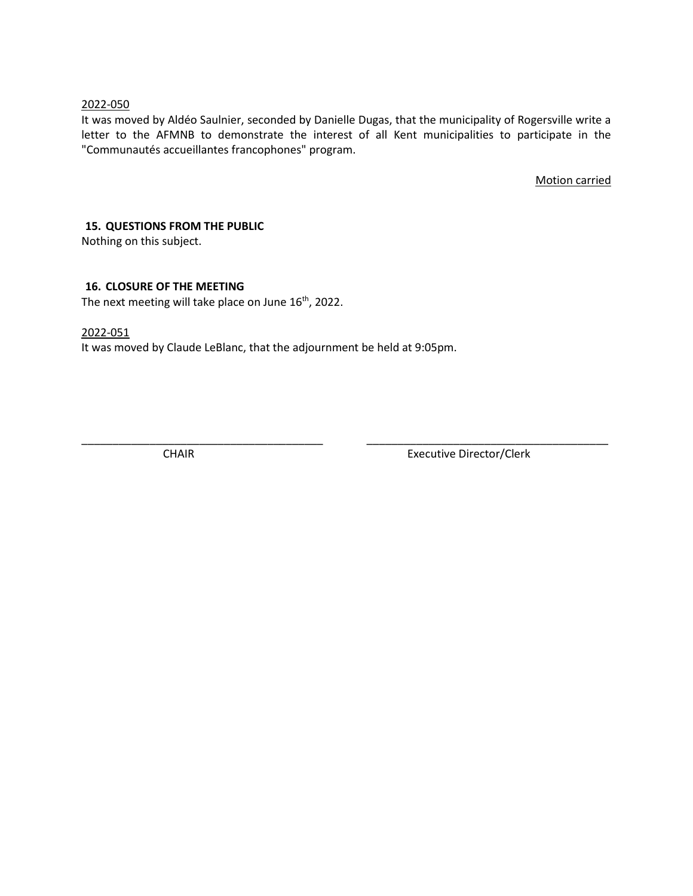2022-050

It was moved by Aldéo Saulnier, seconded by Danielle Dugas, that the municipality of Rogersville write a letter to the AFMNB to demonstrate the interest of all Kent municipalities to participate in the "Communautés accueillantes francophones" program.

Motion carried

## 15. QUESTIONS FROM THE PUBLIC

Nothing on this subject.

## 16. CLOSURE OF THE MEETING

The next meeting will take place on June 16th, 2022.

2022-051

It was moved by Claude LeBlanc, that the adjournment be held at 9:05pm.

\_\_\_\_\_\_\_\_\_\_\_\_\_\_\_\_\_\_\_\_\_\_\_\_\_\_\_\_\_\_\_\_\_\_\_\_\_\_\_\_ CHAIR

\_\_\_\_\_\_\_\_\_\_\_\_\_\_\_\_\_\_\_\_\_\_\_\_\_\_\_\_\_\_\_\_\_\_\_\_\_\_\_\_ Executive Director/Clerk